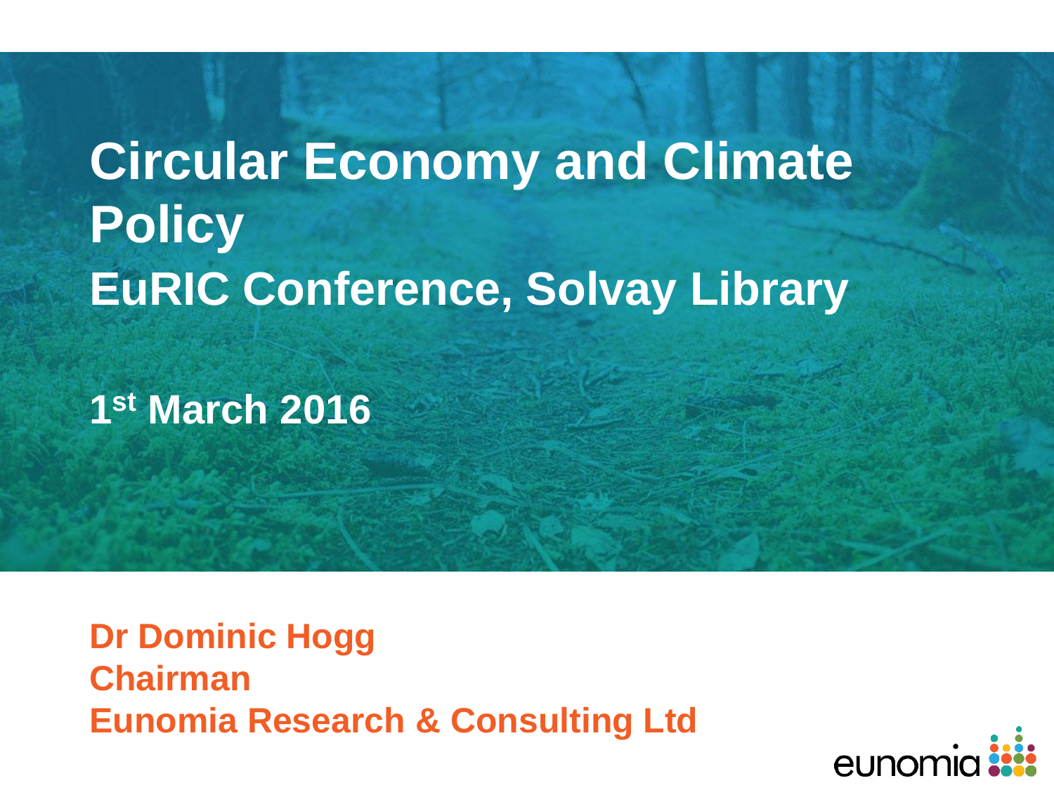# Circular Economy and Climate Policy

## EuRIC Conference, Solvay Library

**1st March 2016**

**Dr Dominic Hogg**
**Chairman**
**Eunomia Research & Consulting Ltd**

eunomia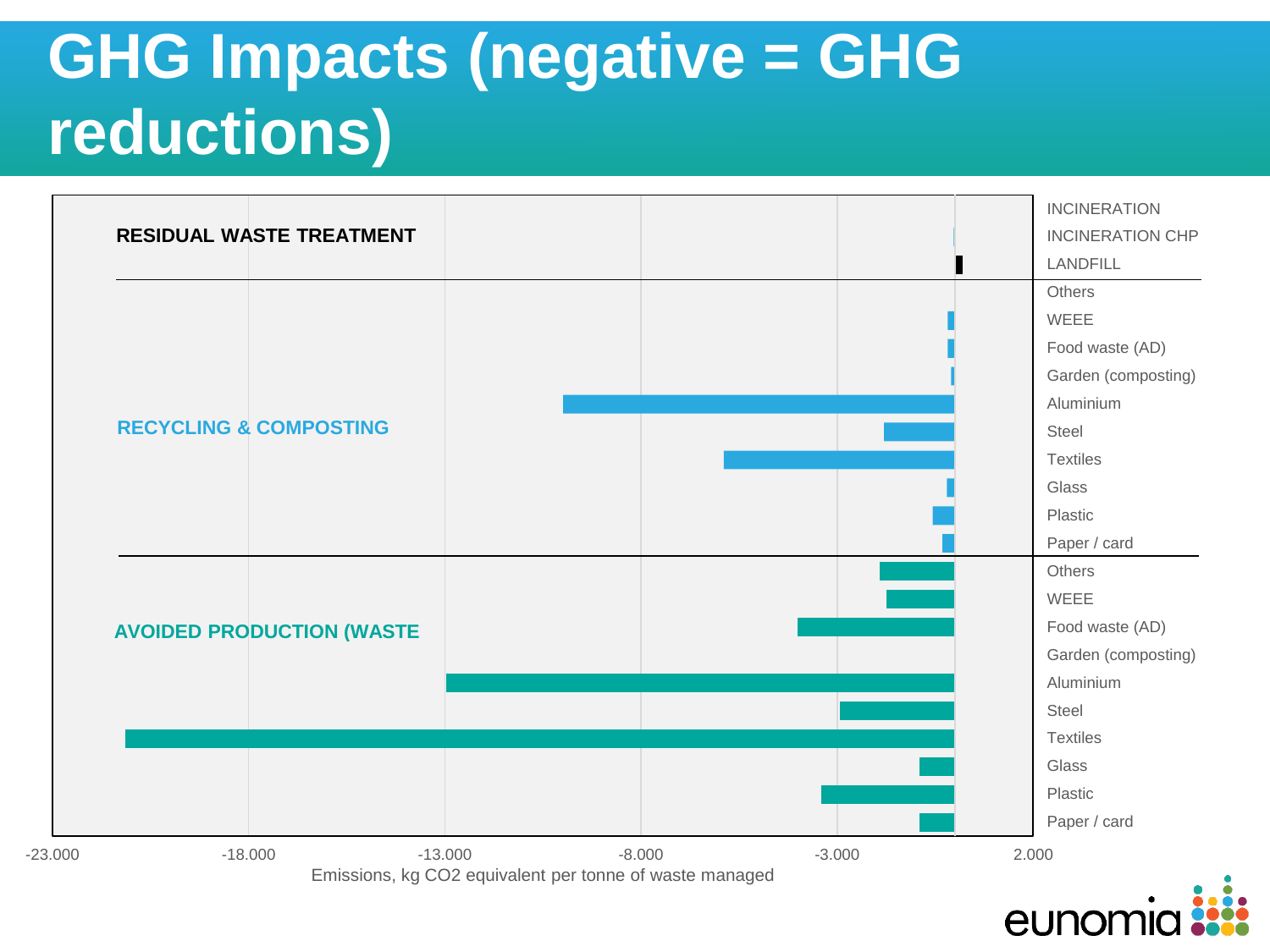# GHG Impacts (negative = GHG reductions)

RESIDUAL WASTE TREATMENT

- INCINERATION
- INCINERATION CHP
- LANDFILL

RECYCLING & COMPOSTING

- Others
- WEEE
- Food waste (AD)
- Garden (composting)
- Aluminium
- Steel
- Textiles
- Glass
- Plastic
- Paper / card

AVOIDED PRODUCTION (WASTE

- Others
- WEEE
- Food waste (AD)
- Garden (composting)
- Aluminium
- Steel
- Textiles
- Glass
- Plastic
- Paper / card

-23.000 | -18.000 | -13.000 | -8.000 | -3.000 | 2.000

Emissions, kg CO2 equivalent per tonne of waste managed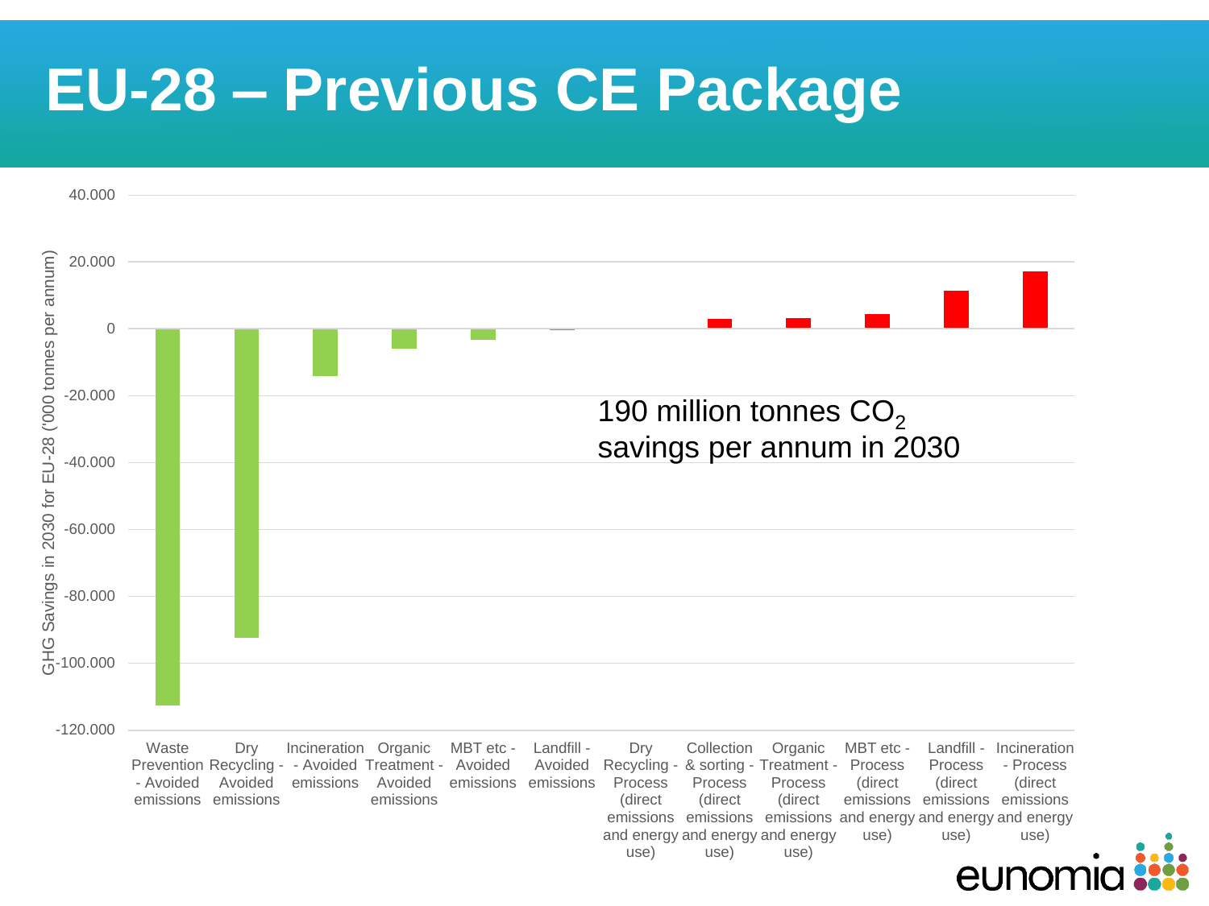# EU-28 – Previous CE Package

GHG Savings in 2030 for EU-28 ('000 tonnes per annum)

190 million tonnes $CO_2$ savings per annum in 2030

| Category | Approx. value ('000 tonnes per annum) |
|---|---|
| Waste Prevention - Avoided emissions | -113.000 |
| Dry Recycling - Avoided emissions | -92.000 |
| Incineration - Avoided emissions | -14.000 |
| Organic Treatment - Avoided emissions | -6.000 |
| MBT etc - Avoided emissions | -3.000 |
| Landfill - Avoided emissions | 0 |
| Dry Recycling - Process (direct emissions and energy use) | 0 |
| Collection & sorting - Process (direct emissions and energy use) | 3.000 |
| Organic Treatment - Process (direct emissions and energy use) | 3.000 |
| MBT etc - Process (direct emissions and energy use) | 4.000 |
| Landfill - Process (direct emissions and energy use) | 11.000 |
| Incineration - Process (direct emissions and energy use) | 17.000 |

eunomia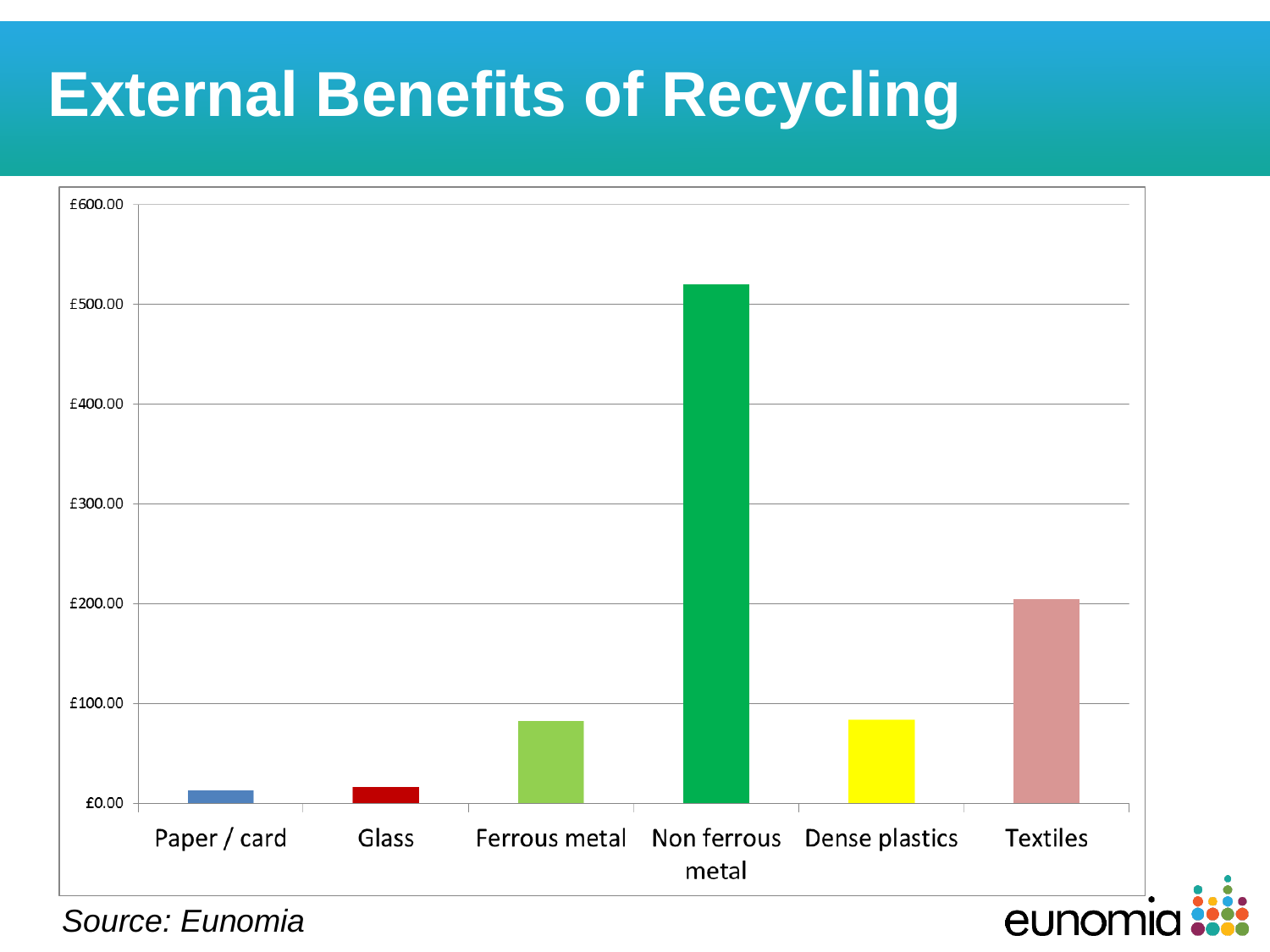# External Benefits of Recycling

| Material | External benefit (£) |
|---|---|
| Paper / card | ~£13 |
| Glass | ~£16 |
| Ferrous metal | ~£82 |
| Non ferrous metal | ~£520 |
| Dense plastics | ~£83 |
| Textiles | ~£205 |

*Source: Eunomia*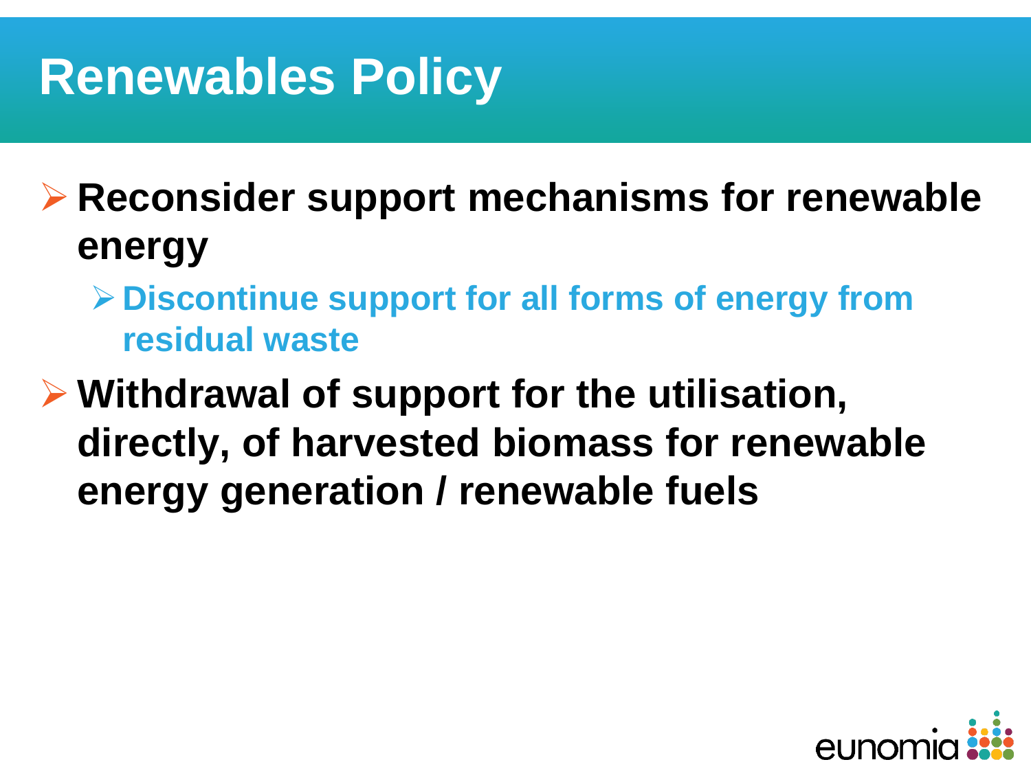# Renewables Policy

- **Reconsider support mechanisms for renewable energy**
  - **Discontinue support for all forms of energy from residual waste**
- **Withdrawal of support for the utilisation, directly, of harvested biomass for renewable energy generation / renewable fuels**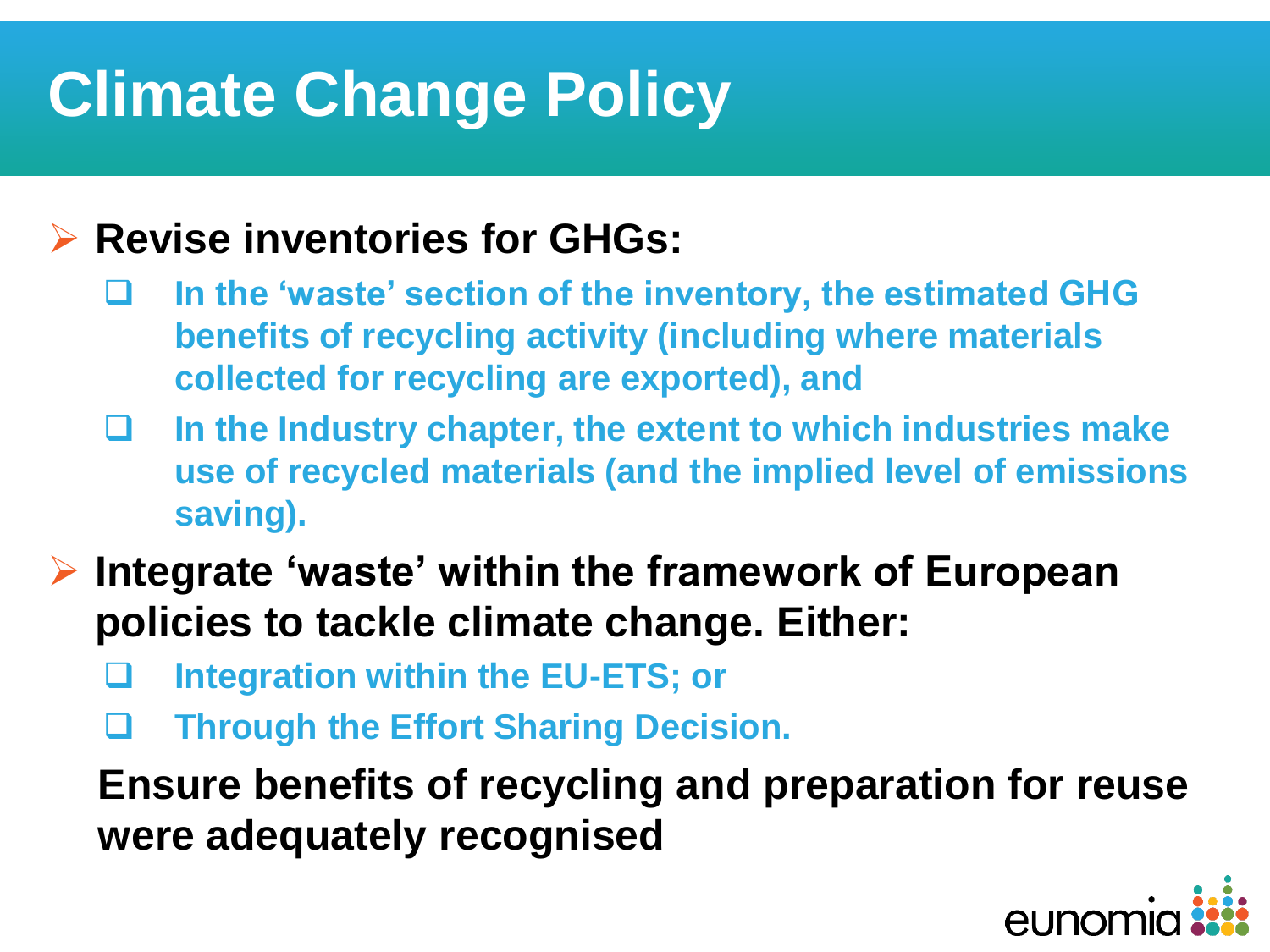# Climate Change Policy

- **Revise inventories for GHGs:**
  - **In the 'waste' section of the inventory, the estimated GHG benefits of recycling activity (including where materials collected for recycling are exported), and**
  - **In the Industry chapter, the extent to which industries make use of recycled materials (and the implied level of emissions saving).**
- **Integrate 'waste' within the framework of European policies to tackle climate change. Either:**
  - **Integration within the EU-ETS; or**
  - **Through the Effort Sharing Decision.**

  **Ensure benefits of recycling and preparation for reuse were adequately recognised**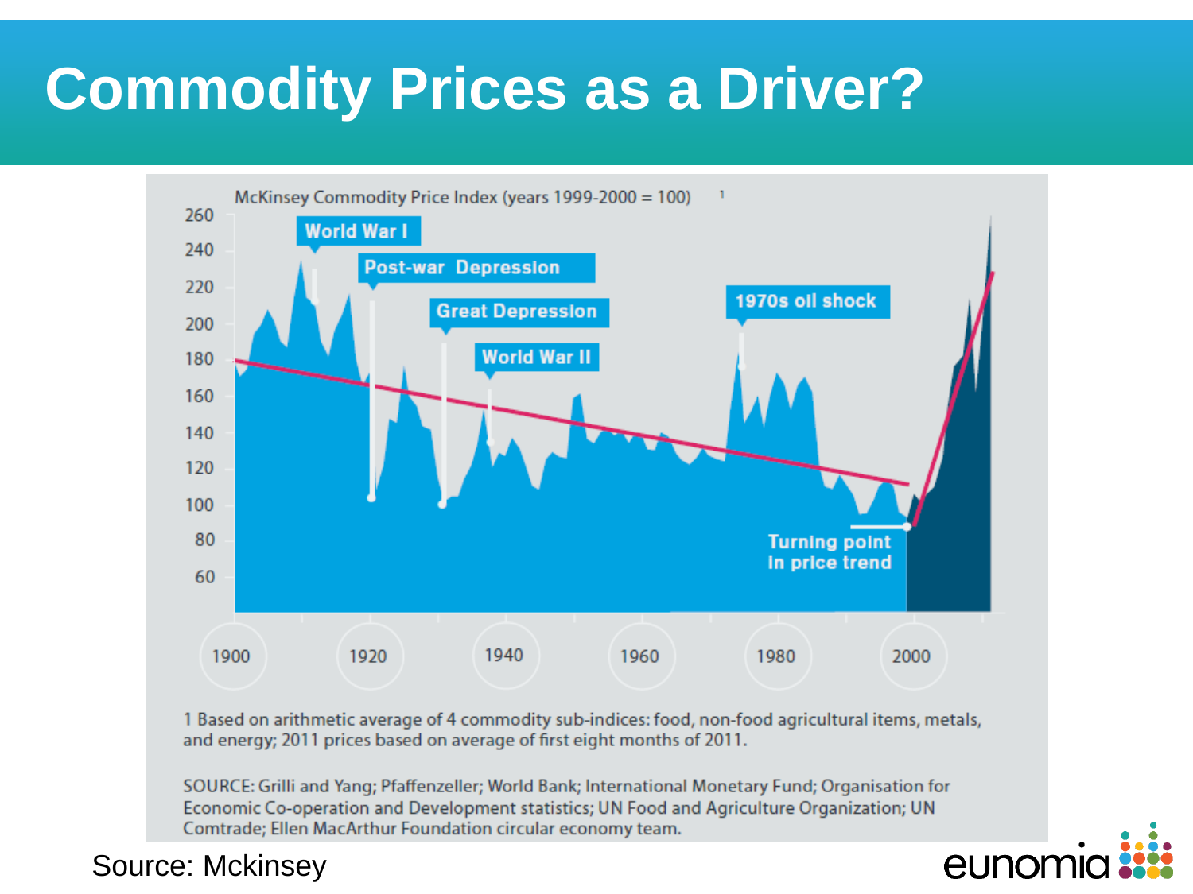# Commodity Prices as a Driver?

McKinsey Commodity Price Index (years 1999-2000 = 100) [1]

World War I

Post-war Depression

Great Depression

World War II

1970s oil shock

Turning point in price trend

1 Based on arithmetic average of 4 commodity sub-indices: food, non-food agricultural items, metals, and energy; 2011 prices based on average of first eight months of 2011.

SOURCE: Grilli and Yang; Pfaffenzeller; World Bank; International Monetary Fund; Organisation for Economic Co-operation and Development statistics; UN Food and Agriculture Organization; UN Comtrade; Ellen MacArthur Foundation circular economy team.

Source: Mckinsey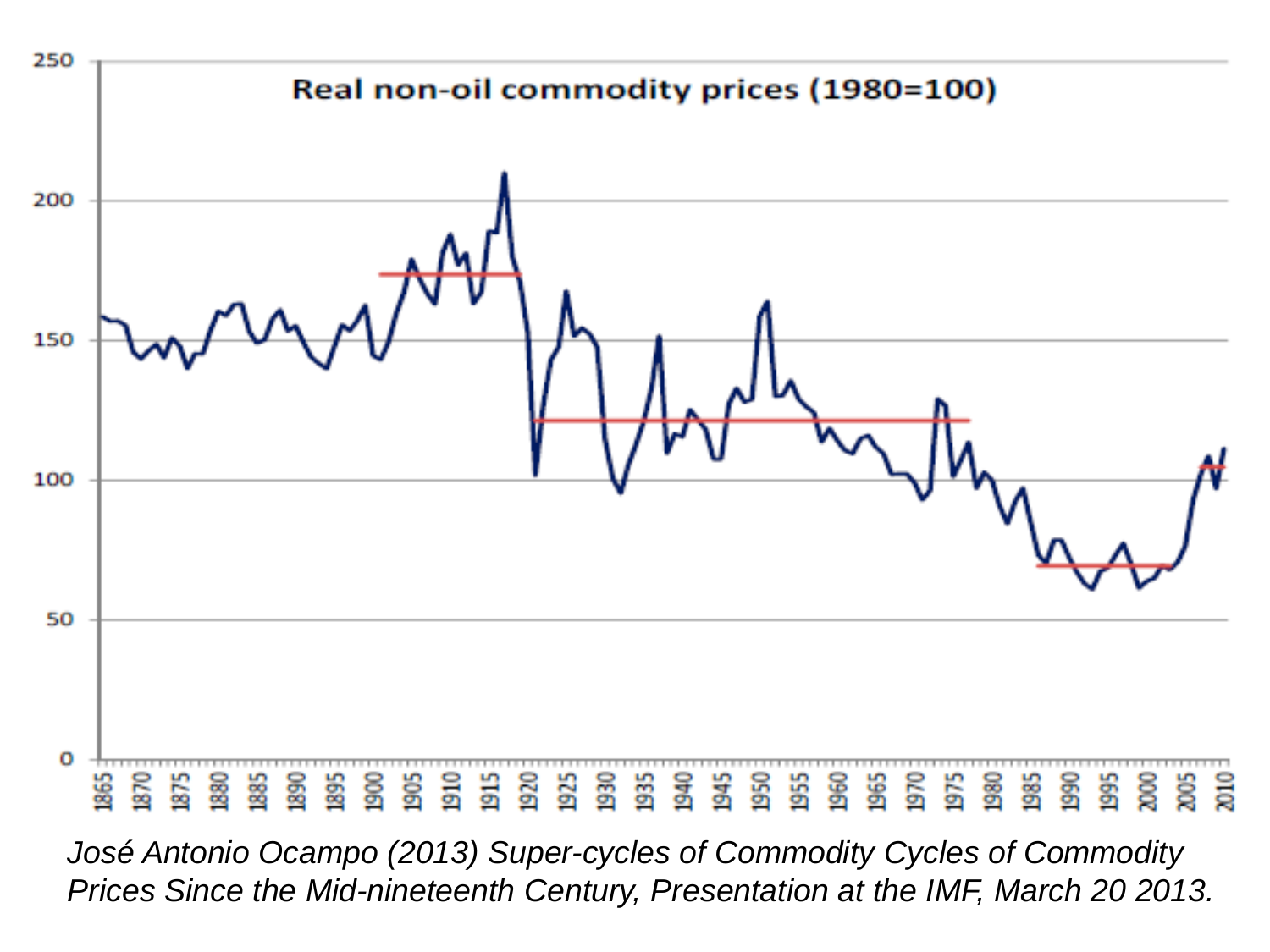Real non-oil commodity prices (1980=100)

*José Antonio Ocampo (2013) Super-cycles of Commodity Cycles of Commodity Prices Since the Mid-nineteenth Century, Presentation at the IMF, March 20 2013.*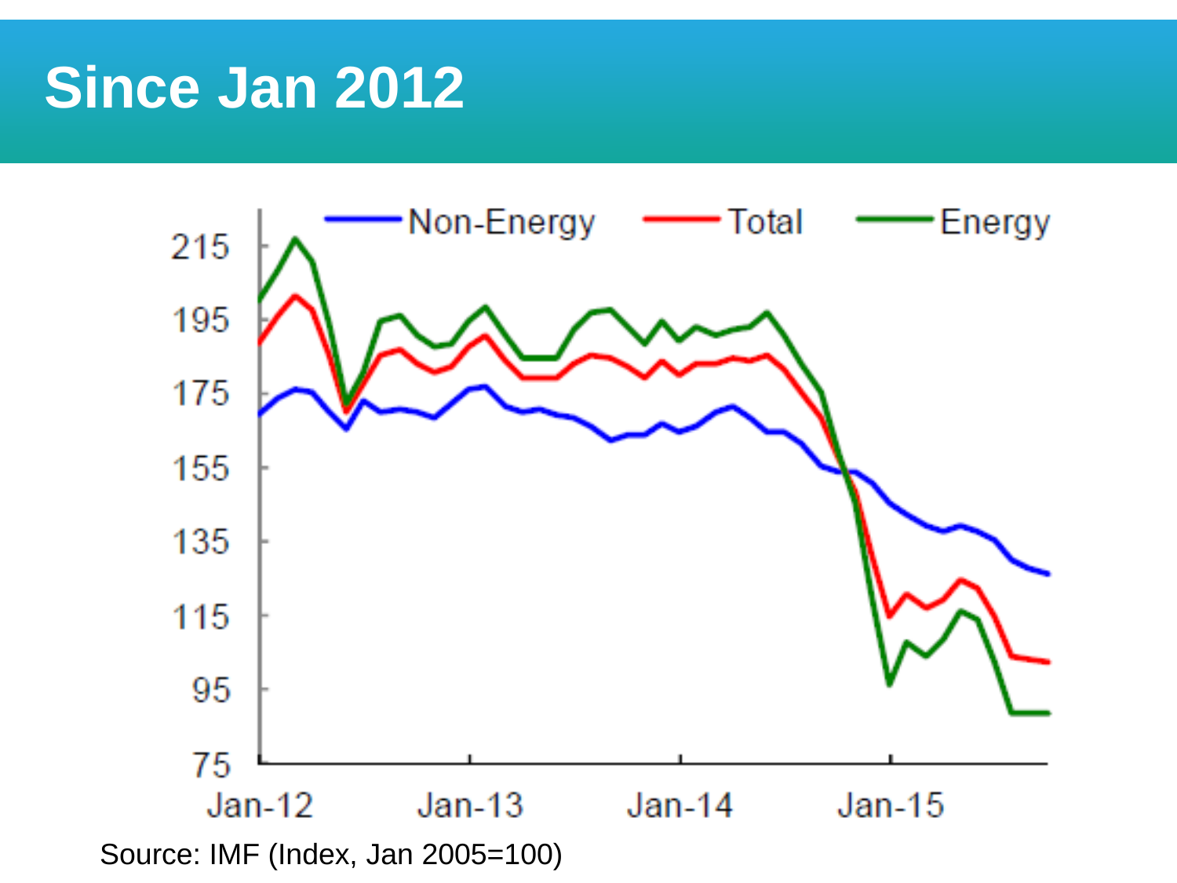# Since Jan 2012

Source: IMF (Index, Jan 2005=100)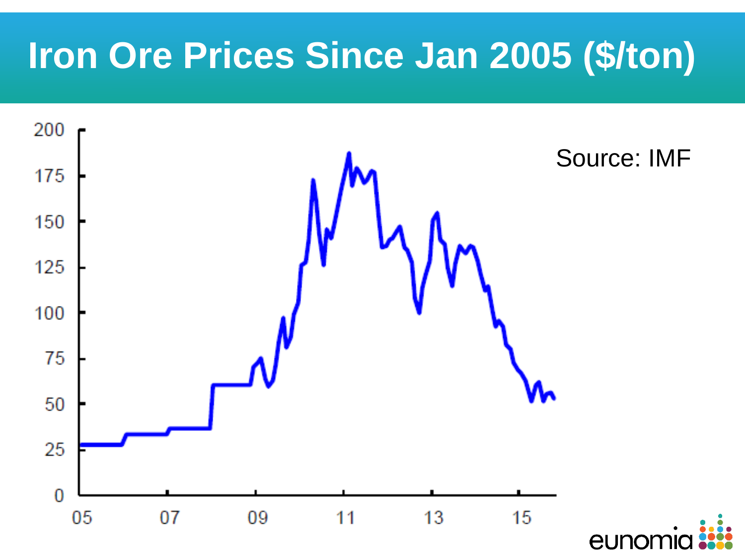# Iron Ore Prices Since Jan 2005 ($/ton)

Source: IMF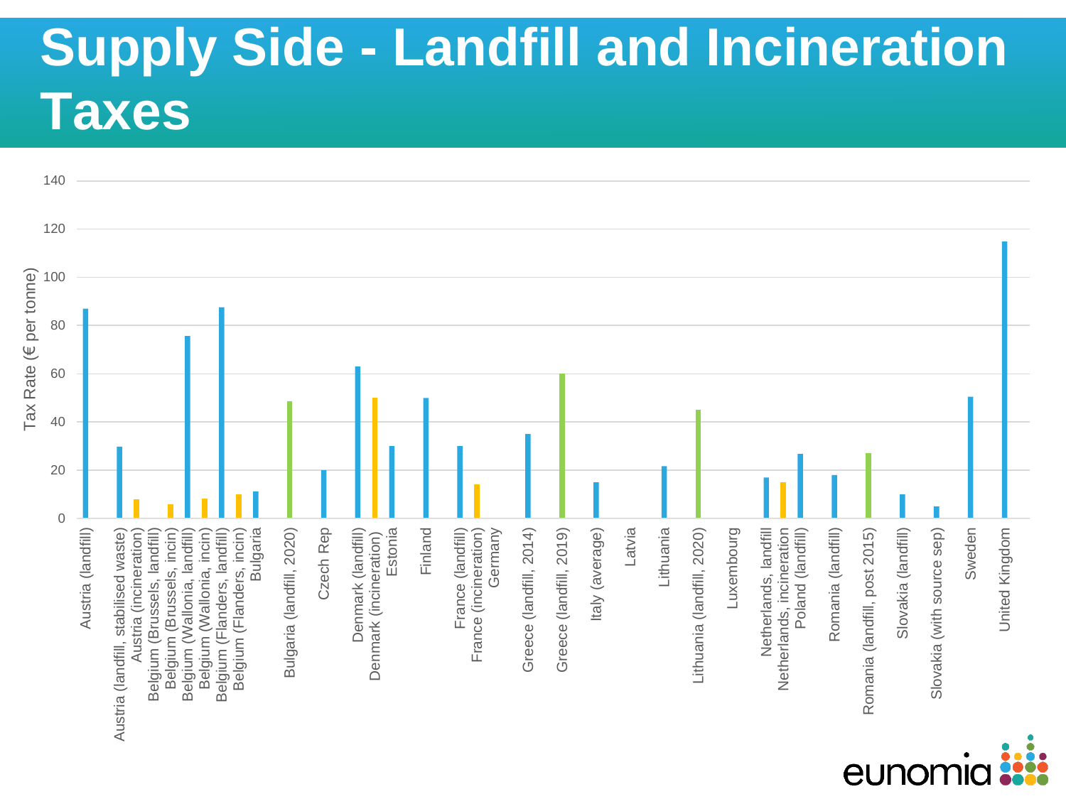# Supply Side - Landfill and Incineration Taxes

| Category | Tax Rate (€ per tonne) |
|---|---|
| Austria (landfill) | 87 |
| Austria (landfill, stabilised waste) | 30 |
| Austria (incineration) | 8 |
| Belgium (Brussels, landfill) | |
| Belgium (Brussels, incin) | 6 |
| Belgium (Wallonia, landfill) | 76 |
| Belgium (Wallonia, incin) | 8 |
| Belgium (Flanders, landfill) | 87 |
| Belgium (Flanders, incin) | 10 |
| Bulgaria | 11 |
| Bulgaria (landfill, 2020) | 48 |
| Czech Rep | 20 |
| Denmark (landfill) | 63 |
| Denmark (incineration) | 50 |
| Estonia | 30 |
| Finland | 50 |
| France (landfill) | 30 |
| France (incineration) | 14 |
| Germany | |
| Greece (landfill, 2014) | 35 |
| Greece (landfill, 2019) | 60 |
| Italy (average) | 15 |
| Latvia | |
| Lithuania | 22 |
| Lithuania (landfill, 2020) | 45 |
| Luxembourg | |
| Netherlands, landfill | 17 |
| Netherlands, incineration | 15 |
| Poland (landfill) | 27 |
| Romania (landfill) | 18 |
| Romania (landfill, post 2015) | 27 |
| Slovakia (landfill) | 10 |
| Slovakia (with source sep) | 5 |
| Sweden | 50 |
| United Kingdom | 115 |

eunomia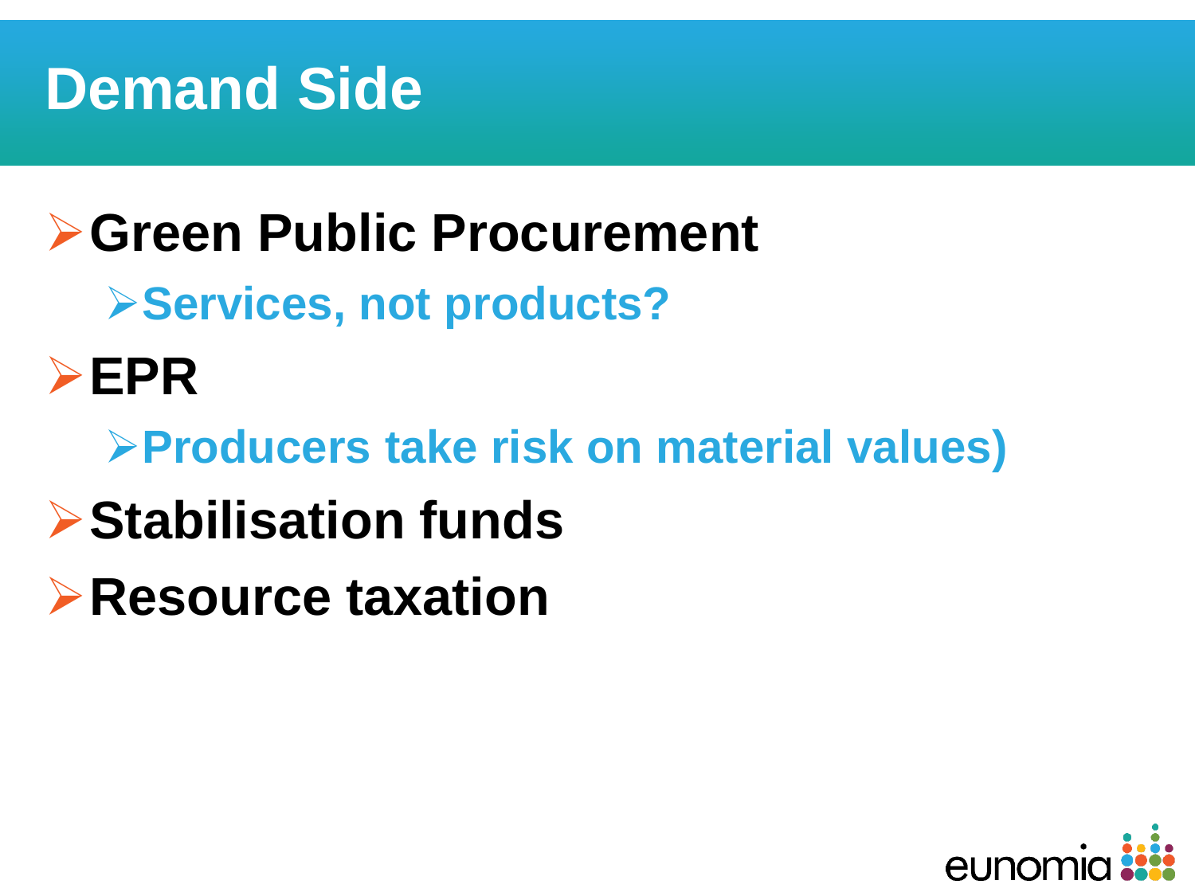# Demand Side

- **Green Public Procurement**
  - **Services, not products?**
- **EPR**
  - **Producers take risk on material values)**
- **Stabilisation funds**
- **Resource taxation**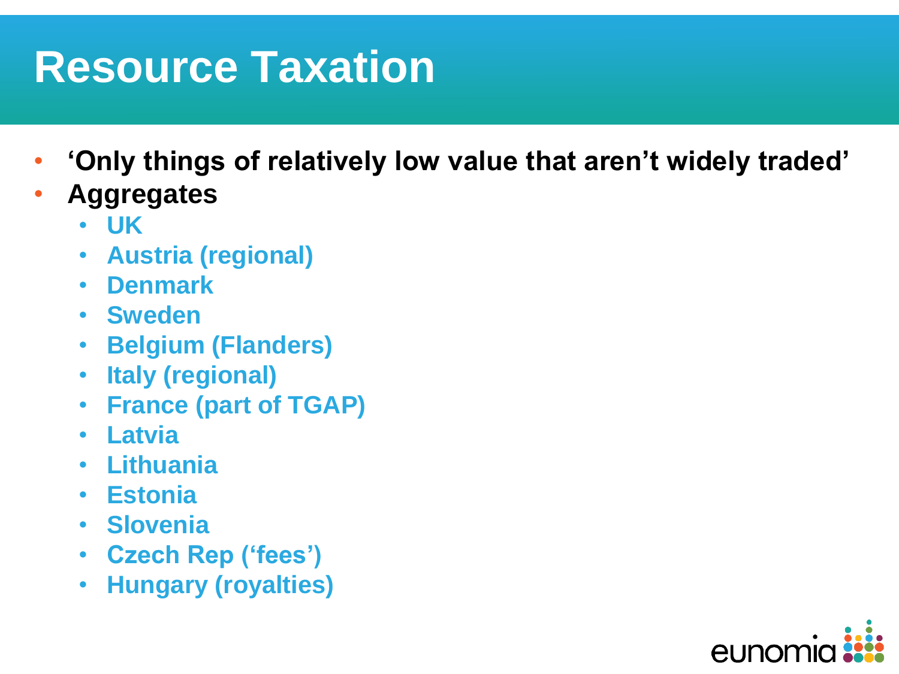# Resource Taxation

- **'Only things of relatively low value that aren't widely traded'**
- **Aggregates**
  - **UK**
  - **Austria (regional)**
  - **Denmark**
  - **Sweden**
  - **Belgium (Flanders)**
  - **Italy (regional)**
  - **France (part of TGAP)**
  - **Latvia**
  - **Lithuania**
  - **Estonia**
  - **Slovenia**
  - **Czech Rep ('fees')**
  - **Hungary (royalties)**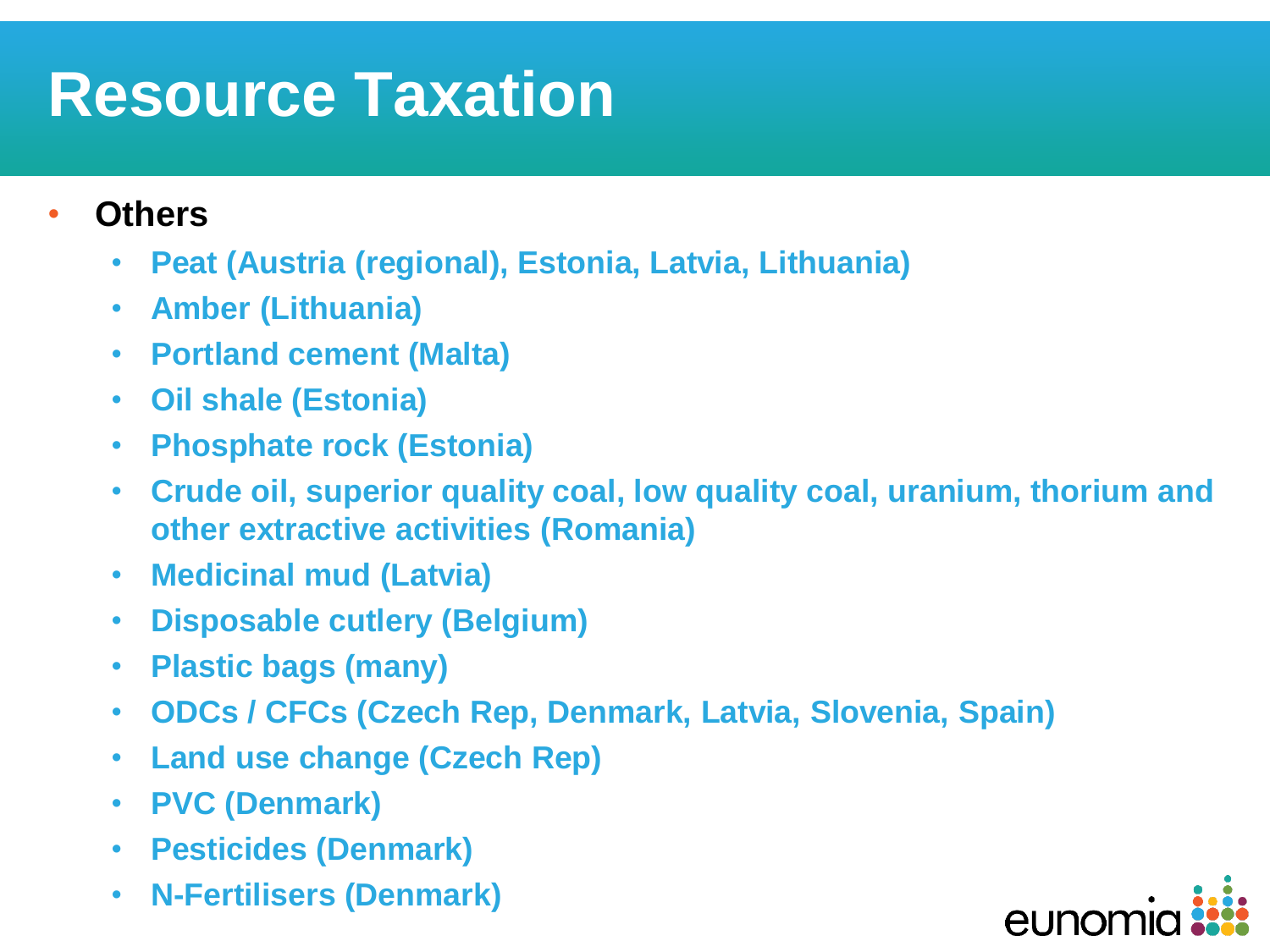# Resource Taxation

- **Others**
  - **Peat (Austria (regional), Estonia, Latvia, Lithuania)**
  - **Amber (Lithuania)**
  - **Portland cement (Malta)**
  - **Oil shale (Estonia)**
  - **Phosphate rock (Estonia)**
  - **Crude oil, superior quality coal, low quality coal, uranium, thorium and other extractive activities (Romania)**
  - **Medicinal mud (Latvia)**
  - **Disposable cutlery (Belgium)**
  - **Plastic bags (many)**
  - **ODCs / CFCs (Czech Rep, Denmark, Latvia, Slovenia, Spain)**
  - **Land use change (Czech Rep)**
  - **PVC (Denmark)**
  - **Pesticides (Denmark)**
  - **N-Fertilisers (Denmark)**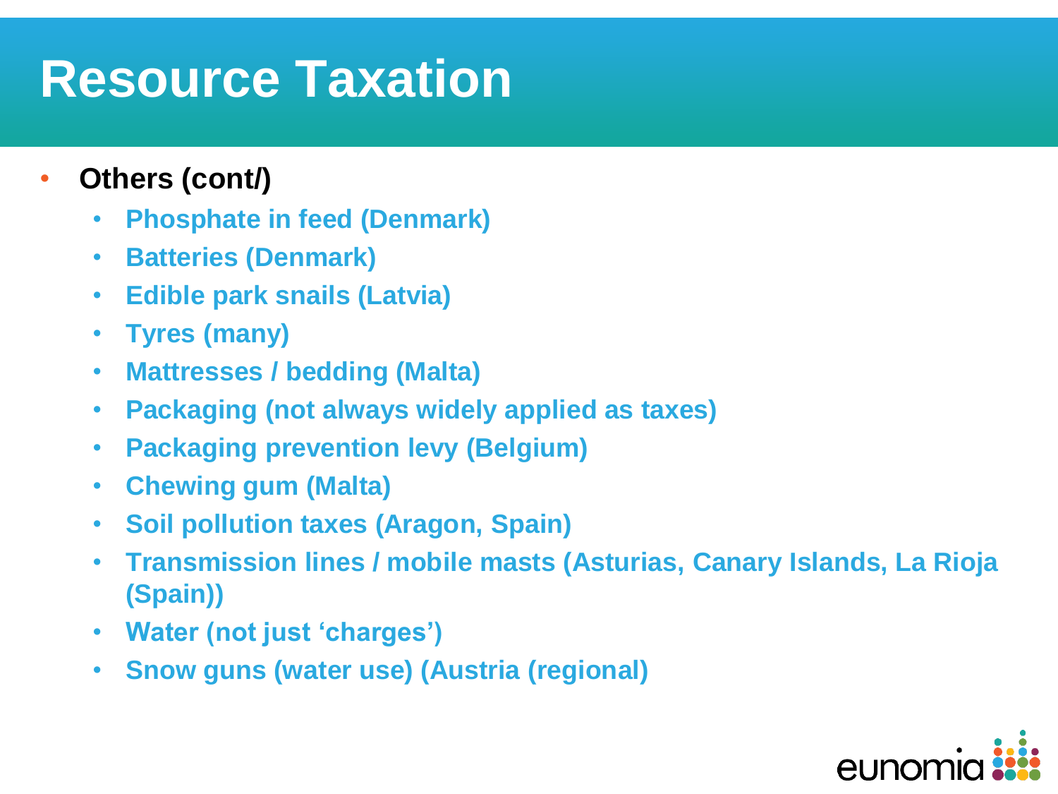# Resource Taxation

- **Others (cont/)**
  - **Phosphate in feed (Denmark)**
  - **Batteries (Denmark)**
  - **Edible park snails (Latvia)**
  - **Tyres (many)**
  - **Mattresses / bedding (Malta)**
  - **Packaging (not always widely applied as taxes)**
  - **Packaging prevention levy (Belgium)**
  - **Chewing gum (Malta)**
  - **Soil pollution taxes (Aragon, Spain)**
  - **Transmission lines / mobile masts (Asturias, Canary Islands, La Rioja (Spain))**
  - **Water (not just 'charges')**
  - **Snow guns (water use) (Austria (regional)**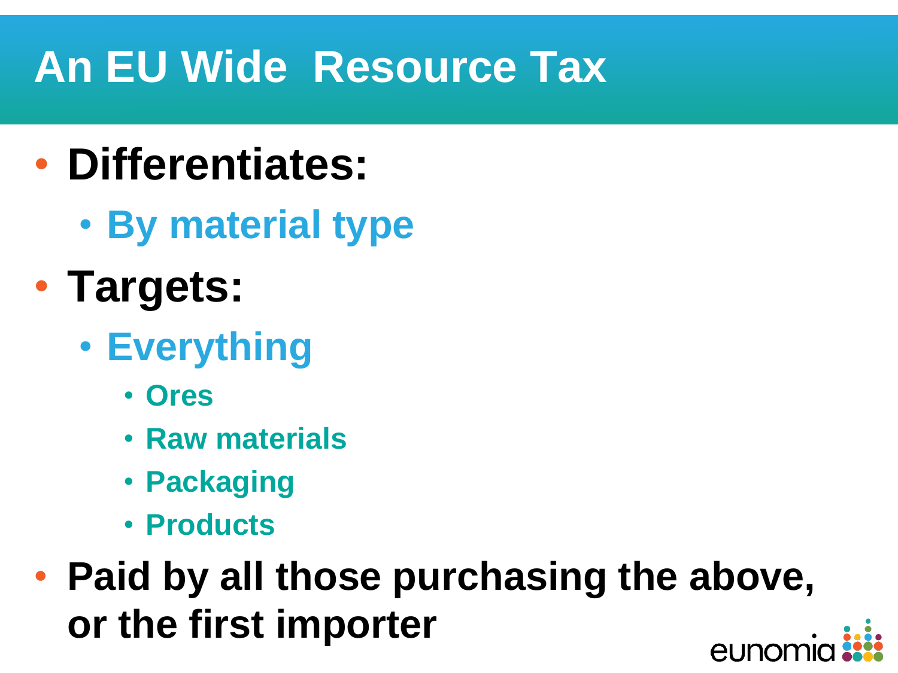# An EU Wide Resource Tax

- **Differentiates:**
  - **By material type**
- **Targets:**
  - **Everything**
    - **Ores**
    - **Raw materials**
    - **Packaging**
    - **Products**
- **Paid by all those purchasing the above, or the first importer**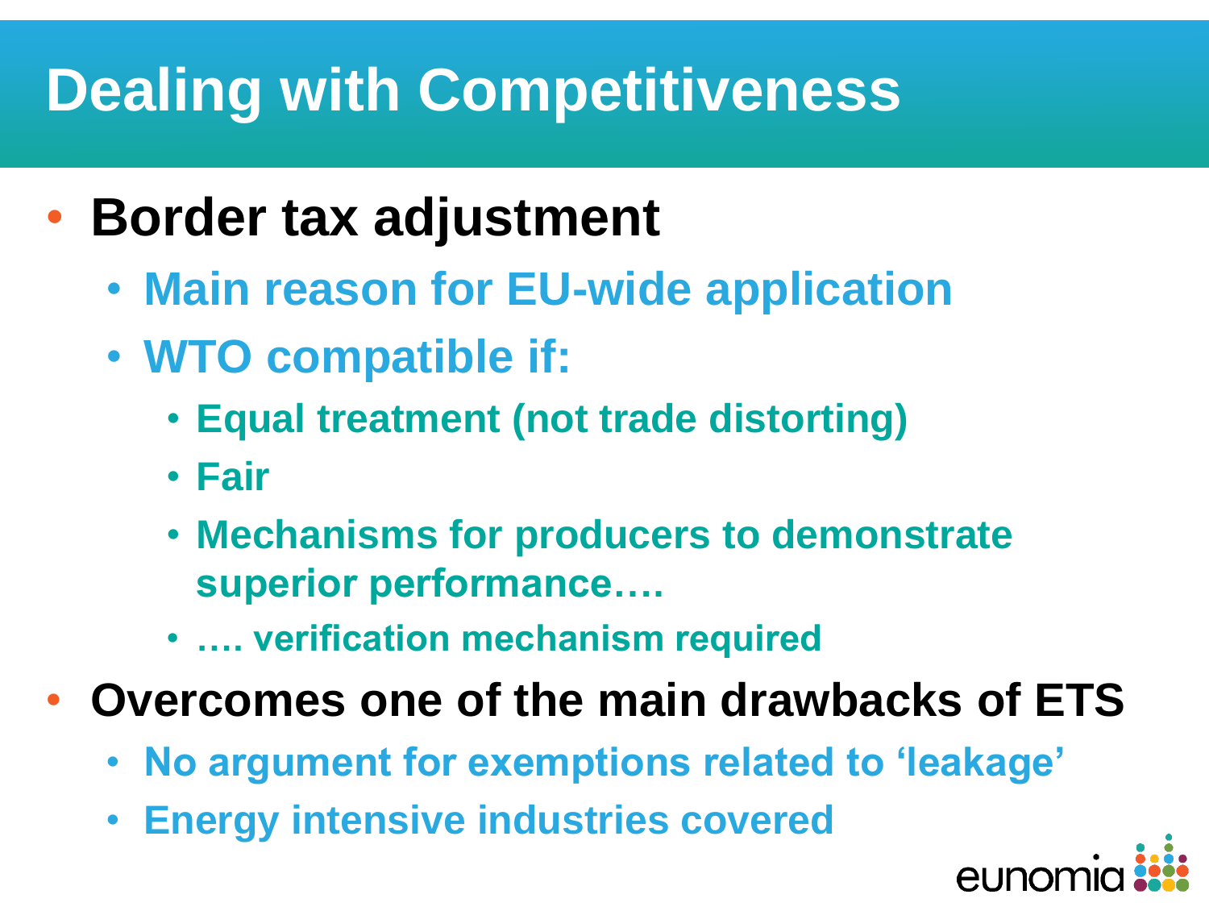# Dealing with Competitiveness

- **Border tax adjustment**
  - **Main reason for EU-wide application**
  - **WTO compatible if:**
    - **Equal treatment (not trade distorting)**
    - **Fair**
    - **Mechanisms for producers to demonstrate superior performance….**
    - **…. verification mechanism required**
- **Overcomes one of the main drawbacks of ETS**
  - **No argument for exemptions related to 'leakage'**
  - **Energy intensive industries covered**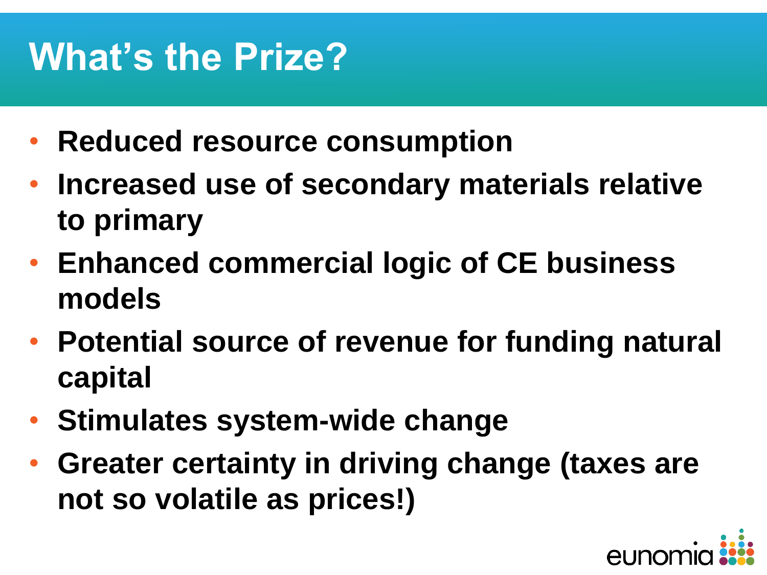# What's the Prize?

- **Reduced resource consumption**
- **Increased use of secondary materials relative to primary**
- **Enhanced commercial logic of CE business models**
- **Potential source of revenue for funding natural capital**
- **Stimulates system-wide change**
- **Greater certainty in driving change (taxes are not so volatile as prices!)**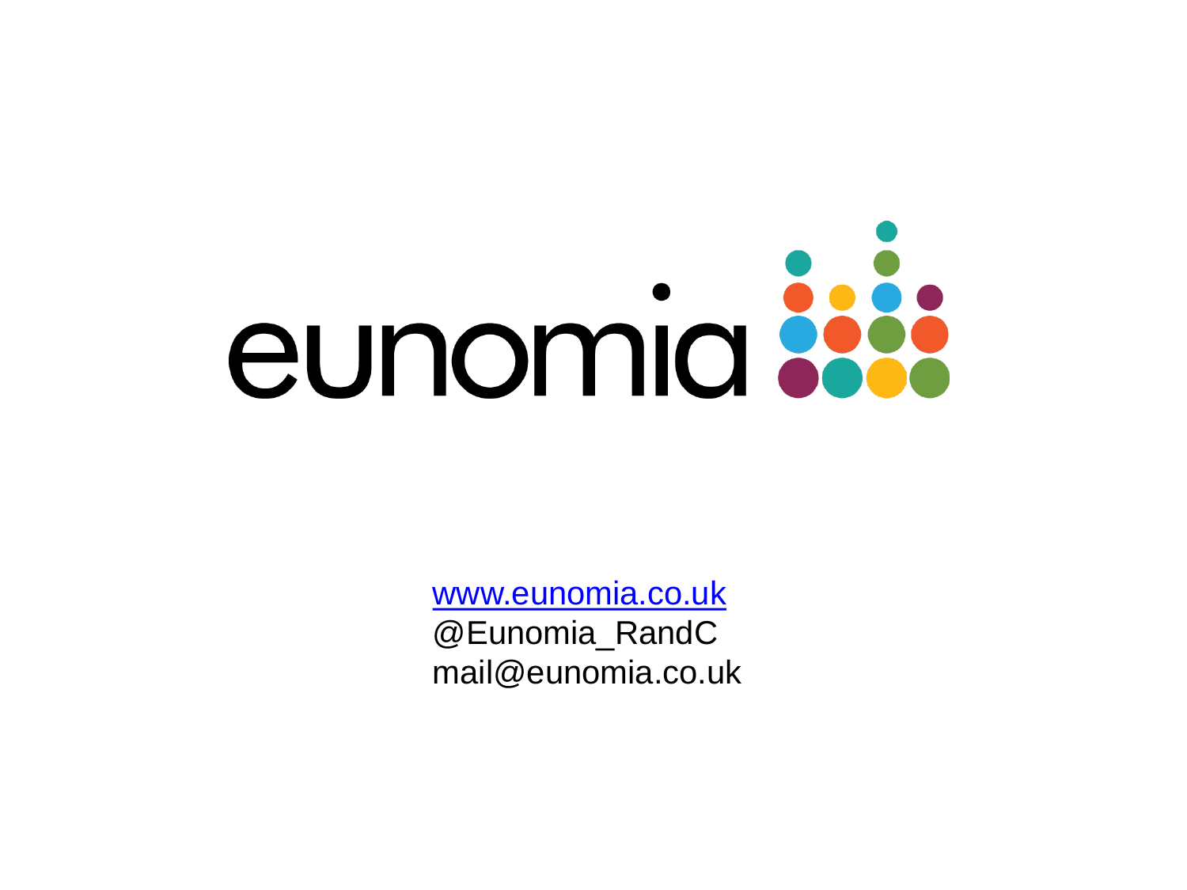eunomia

[www.eunomia.co.uk](http://www.eunomia.co.uk)
@Eunomia_RandC
mail@eunomia.co.uk